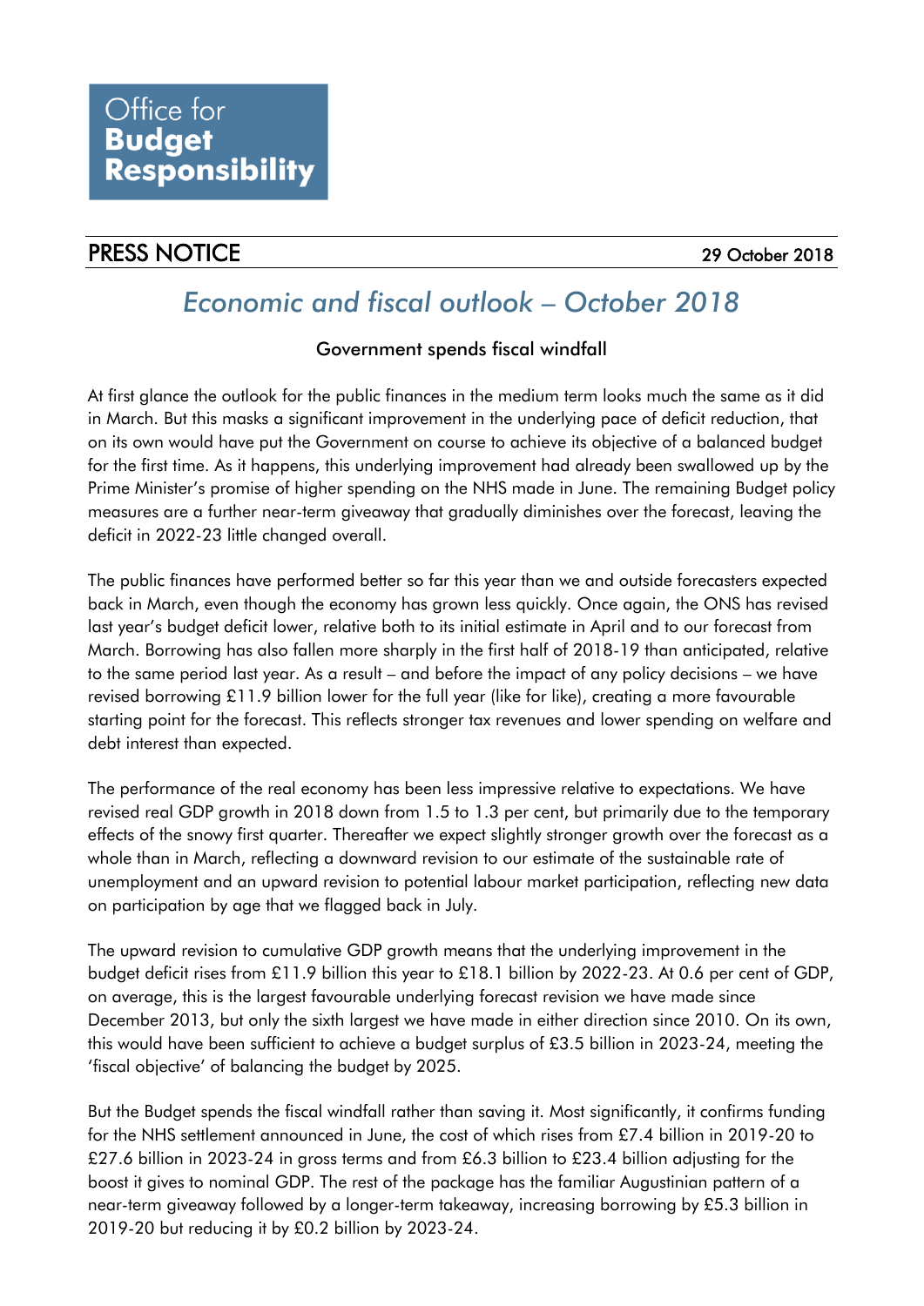Office for **Budget Responsibility**

**PRESS NOTICE** 29 October 2018

# *Economic and fiscal outlook – October 2018*

## Government spends fiscal windfall

At first glance the outlook for the public finances in the medium term looks much the same as it did in March. But this masks a significant improvement in the underlying pace of deficit reduction, that on its own would have put the Government on course to achieve its objective of a balanced budget for the first time. As it happens, this underlying improvement had already been swallowed up by the Prime Minister's promise of higher spending on the NHS made in June. The remaining Budget policy measures are a further near-term giveaway that gradually diminishes over the forecast, leaving the deficit in 2022-23 little changed overall.

The public finances have performed better so far this year than we and outside forecasters expected back in March, even though the economy has grown less quickly. Once again, the ONS has revised last year's budget deficit lower, relative both to its initial estimate in April and to our forecast from March. Borrowing has also fallen more sharply in the first half of 2018-19 than anticipated, relative to the same period last year. As a result – and before the impact of any policy decisions – we have revised borrowing £11.9 billion lower for the full year (like for like), creating a more favourable starting point for the forecast. This reflects stronger tax revenues and lower spending on welfare and debt interest than expected.

The performance of the real economy has been less impressive relative to expectations. We have revised real GDP growth in 2018 down from 1.5 to 1.3 per cent, but primarily due to the temporary effects of the snowy first quarter. Thereafter we expect slightly stronger growth over the forecast as a whole than in March, reflecting a downward revision to our estimate of the sustainable rate of unemployment and an upward revision to potential labour market participation, reflecting new data on participation by age that we flagged back in July.

The upward revision to cumulative GDP growth means that the underlying improvement in the budget deficit rises from £11.9 billion this year to £18.1 billion by 2022-23. At 0.6 per cent of GDP, on average, this is the largest favourable underlying forecast revision we have made since December 2013, but only the sixth largest we have made in either direction since 2010. On its own, this would have been sufficient to achieve a budget surplus of £3.5 billion in 2023-24, meeting the 'fiscal objective' of balancing the budget by 2025.

But the Budget spends the fiscal windfall rather than saving it. Most significantly, it confirms funding for the NHS settlement announced in June, the cost of which rises from £7.4 billion in 2019-20 to £27.6 billion in 2023-24 in gross terms and from £6.3 billion to £23.4 billion adjusting for the boost it gives to nominal GDP. The rest of the package has the familiar Augustinian pattern of a near-term giveaway followed by a longer-term takeaway, increasing borrowing by £5.3 billion in 2019-20 but reducing it by £0.2 billion by 2023-24.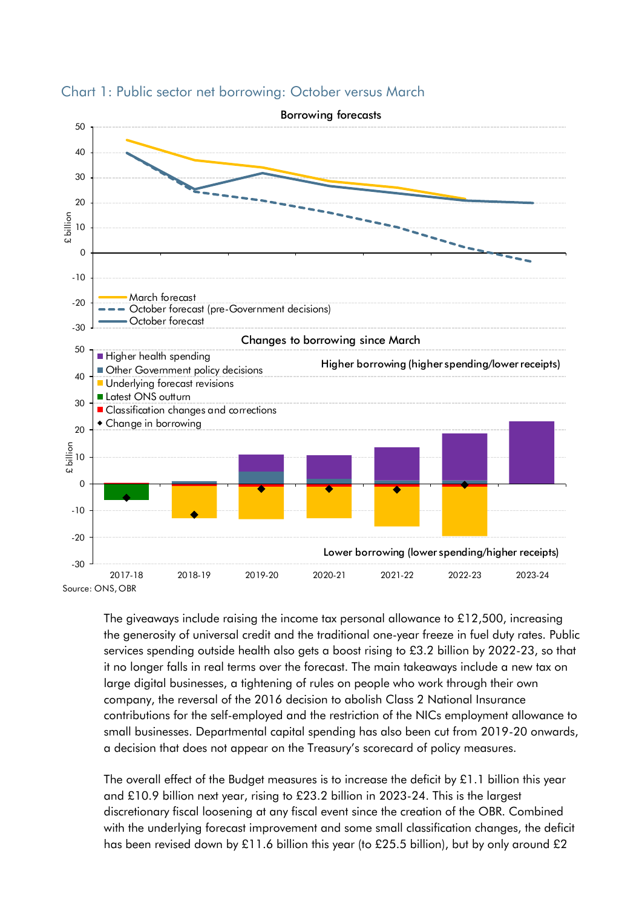## Chart 1: Public sector net borrowing: October versus March

Borrowing forecasts

£ billion

- March forecast
- October forecast (pre-Government decisions)
- October forecast

Changes to borrowing since March

£ billion

- Higher health spending
- Other Government policy decisions
- Underlying forecast revisions
- Latest ONS outturn
- Classification changes and corrections
- Change in borrowing

Higher borrowing (higher spending/lower receipts)

Lower borrowing (lower spending/higher receipts)

2017-18 2018-19 2019-20 2020-21 2021-22 2022-23 2023-24

Source: ONS, OBR

The giveaways include raising the income tax personal allowance to £12,500, increasing the generosity of universal credit and the traditional one-year freeze in fuel duty rates. Public services spending outside health also gets a boost rising to £3.2 billion by 2022-23, so that it no longer falls in real terms over the forecast. The main takeaways include a new tax on large digital businesses, a tightening of rules on people who work through their own company, the reversal of the 2016 decision to abolish Class 2 National Insurance contributions for the self-employed and the restriction of the NICs employment allowance to small businesses. Departmental capital spending has also been cut from 2019-20 onwards, a decision that does not appear on the Treasury's scorecard of policy measures.

The overall effect of the Budget measures is to increase the deficit by £1.1 billion this year and £10.9 billion next year, rising to £23.2 billion in 2023-24. This is the largest discretionary fiscal loosening at any fiscal event since the creation of the OBR. Combined with the underlying forecast improvement and some small classification changes, the deficit has been revised down by £11.6 billion this year (to £25.5 billion), but by only around £2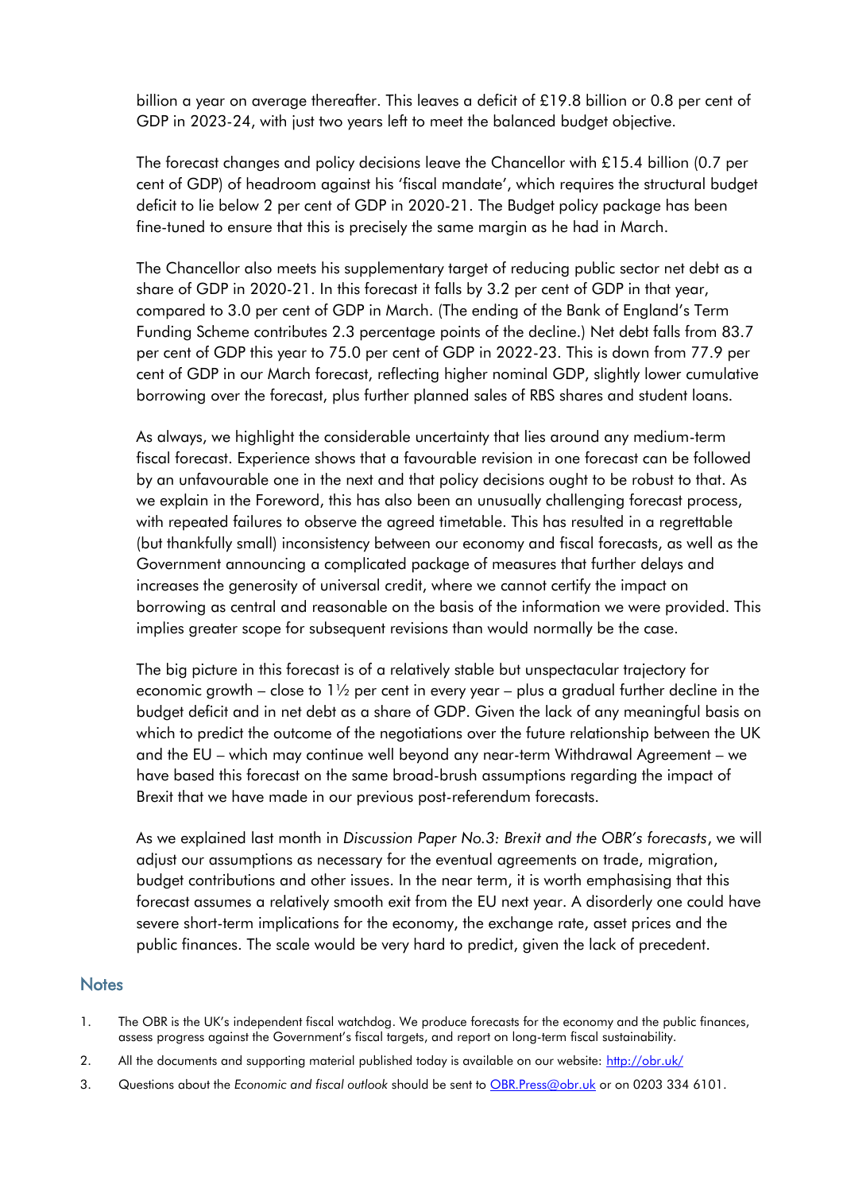billion a year on average thereafter. This leaves a deficit of £19.8 billion or 0.8 per cent of GDP in 2023-24, with just two years left to meet the balanced budget objective.

The forecast changes and policy decisions leave the Chancellor with £15.4 billion (0.7 per cent of GDP) of headroom against his 'fiscal mandate', which requires the structural budget deficit to lie below 2 per cent of GDP in 2020-21. The Budget policy package has been fine-tuned to ensure that this is precisely the same margin as he had in March.

The Chancellor also meets his supplementary target of reducing public sector net debt as a share of GDP in 2020-21. In this forecast it falls by 3.2 per cent of GDP in that year, compared to 3.0 per cent of GDP in March. (The ending of the Bank of England's Term Funding Scheme contributes 2.3 percentage points of the decline.) Net debt falls from 83.7 per cent of GDP this year to 75.0 per cent of GDP in 2022-23. This is down from 77.9 per cent of GDP in our March forecast, reflecting higher nominal GDP, slightly lower cumulative borrowing over the forecast, plus further planned sales of RBS shares and student loans.

As always, we highlight the considerable uncertainty that lies around any medium-term fiscal forecast. Experience shows that a favourable revision in one forecast can be followed by an unfavourable one in the next and that policy decisions ought to be robust to that. As we explain in the Foreword, this has also been an unusually challenging forecast process, with repeated failures to observe the agreed timetable. This has resulted in a regrettable (but thankfully small) inconsistency between our economy and fiscal forecasts, as well as the Government announcing a complicated package of measures that further delays and increases the generosity of universal credit, where we cannot certify the impact on borrowing as central and reasonable on the basis of the information we were provided. This implies greater scope for subsequent revisions than would normally be the case.

The big picture in this forecast is of a relatively stable but unspectacular trajectory for economic growth – close to 1½ per cent in every year – plus a gradual further decline in the budget deficit and in net debt as a share of GDP. Given the lack of any meaningful basis on which to predict the outcome of the negotiations over the future relationship between the UK and the EU – which may continue well beyond any near-term Withdrawal Agreement – we have based this forecast on the same broad-brush assumptions regarding the impact of Brexit that we have made in our previous post-referendum forecasts.

As we explained last month in *Discussion Paper No.3: Brexit and the OBR's forecasts*, we will adjust our assumptions as necessary for the eventual agreements on trade, migration, budget contributions and other issues. In the near term, it is worth emphasising that this forecast assumes a relatively smooth exit from the EU next year. A disorderly one could have severe short-term implications for the economy, the exchange rate, asset prices and the public finances. The scale would be very hard to predict, given the lack of precedent.

## Notes

1. The OBR is the UK's independent fiscal watchdog. We produce forecasts for the economy and the public finances, assess progress against the Government's fiscal targets, and report on long-term fiscal sustainability.
2. All the documents and supporting material published today is available on our website: http://obr.uk/
3. Questions about the *Economic and fiscal outlook* should be sent to OBR.Press@obr.uk or on 0203 334 6101.